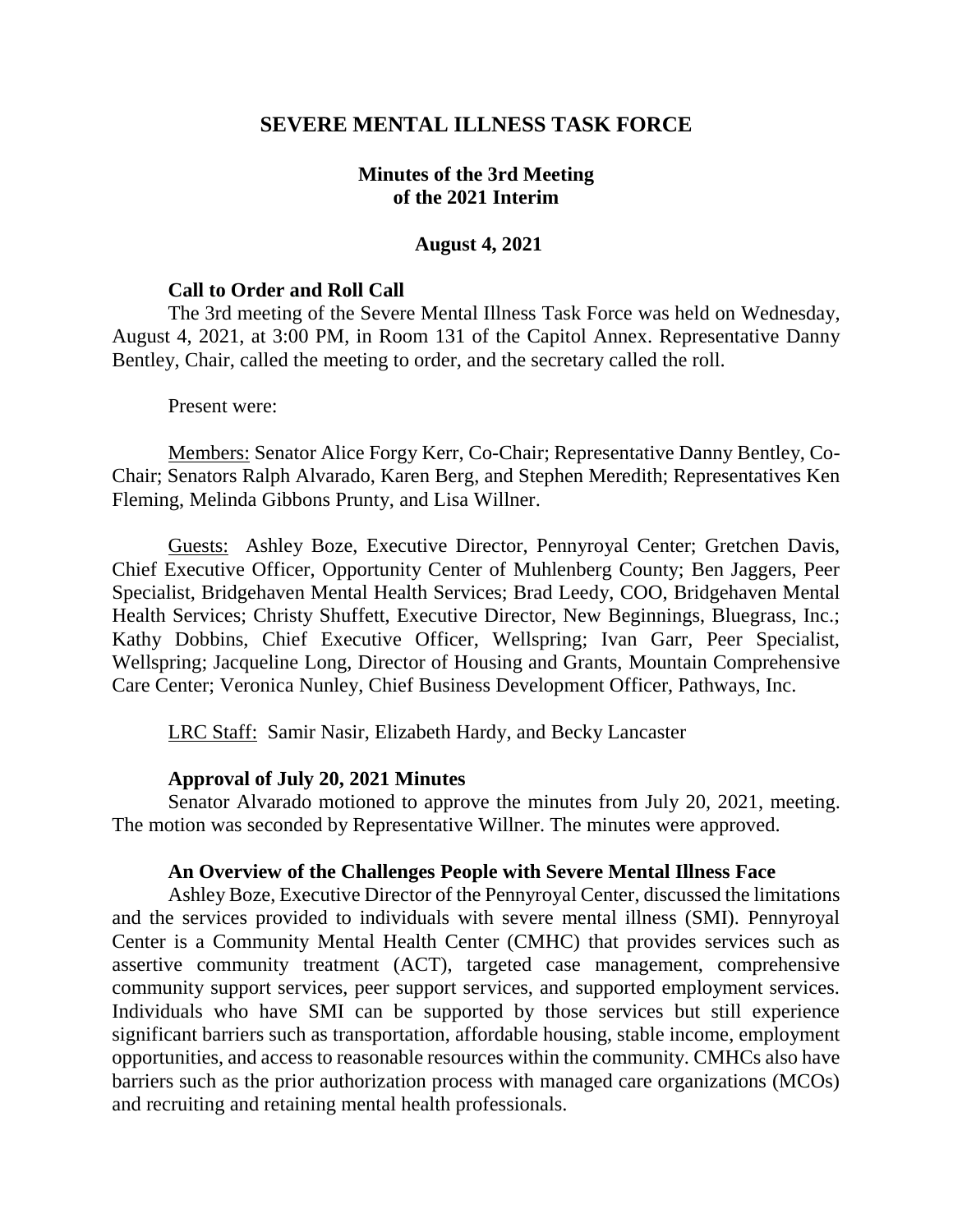# SEVERE MENTAL ILLNESS TASK FORCE

## Minutes of the 3rd Meeting of the 2021 Interim

### August 4, 2021

**Call to Order and Roll Call**

The 3rd meeting of the Severe Mental Illness Task Force was held on Wednesday, August 4, 2021, at 3:00 PM, in Room 131 of the Capitol Annex. Representative Danny Bentley, Chair, called the meeting to order, and the secretary called the roll.

Present were:

Members: Senator Alice Forgy Kerr, Co-Chair; Representative Danny Bentley, Co-Chair; Senators Ralph Alvarado, Karen Berg, and Stephen Meredith; Representatives Ken Fleming, Melinda Gibbons Prunty, and Lisa Willner.

Guests: Ashley Boze, Executive Director, Pennyroyal Center; Gretchen Davis, Chief Executive Officer, Opportunity Center of Muhlenberg County; Ben Jaggers, Peer Specialist, Bridgehaven Mental Health Services; Brad Leedy, COO, Bridgehaven Mental Health Services; Christy Shuffett, Executive Director, New Beginnings, Bluegrass, Inc.; Kathy Dobbins, Chief Executive Officer, Wellspring; Ivan Garr, Peer Specialist, Wellspring; Jacqueline Long, Director of Housing and Grants, Mountain Comprehensive Care Center; Veronica Nunley, Chief Business Development Officer, Pathways, Inc.

LRC Staff: Samir Nasir, Elizabeth Hardy, and Becky Lancaster

**Approval of July 20, 2021 Minutes**

Senator Alvarado motioned to approve the minutes from July 20, 2021, meeting. The motion was seconded by Representative Willner. The minutes were approved.

**An Overview of the Challenges People with Severe Mental Illness Face**

Ashley Boze, Executive Director of the Pennyroyal Center, discussed the limitations and the services provided to individuals with severe mental illness (SMI). Pennyroyal Center is a Community Mental Health Center (CMHC) that provides services such as assertive community treatment (ACT), targeted case management, comprehensive community support services, peer support services, and supported employment services. Individuals who have SMI can be supported by those services but still experience significant barriers such as transportation, affordable housing, stable income, employment opportunities, and access to reasonable resources within the community. CMHCs also have barriers such as the prior authorization process with managed care organizations (MCOs) and recruiting and retaining mental health professionals.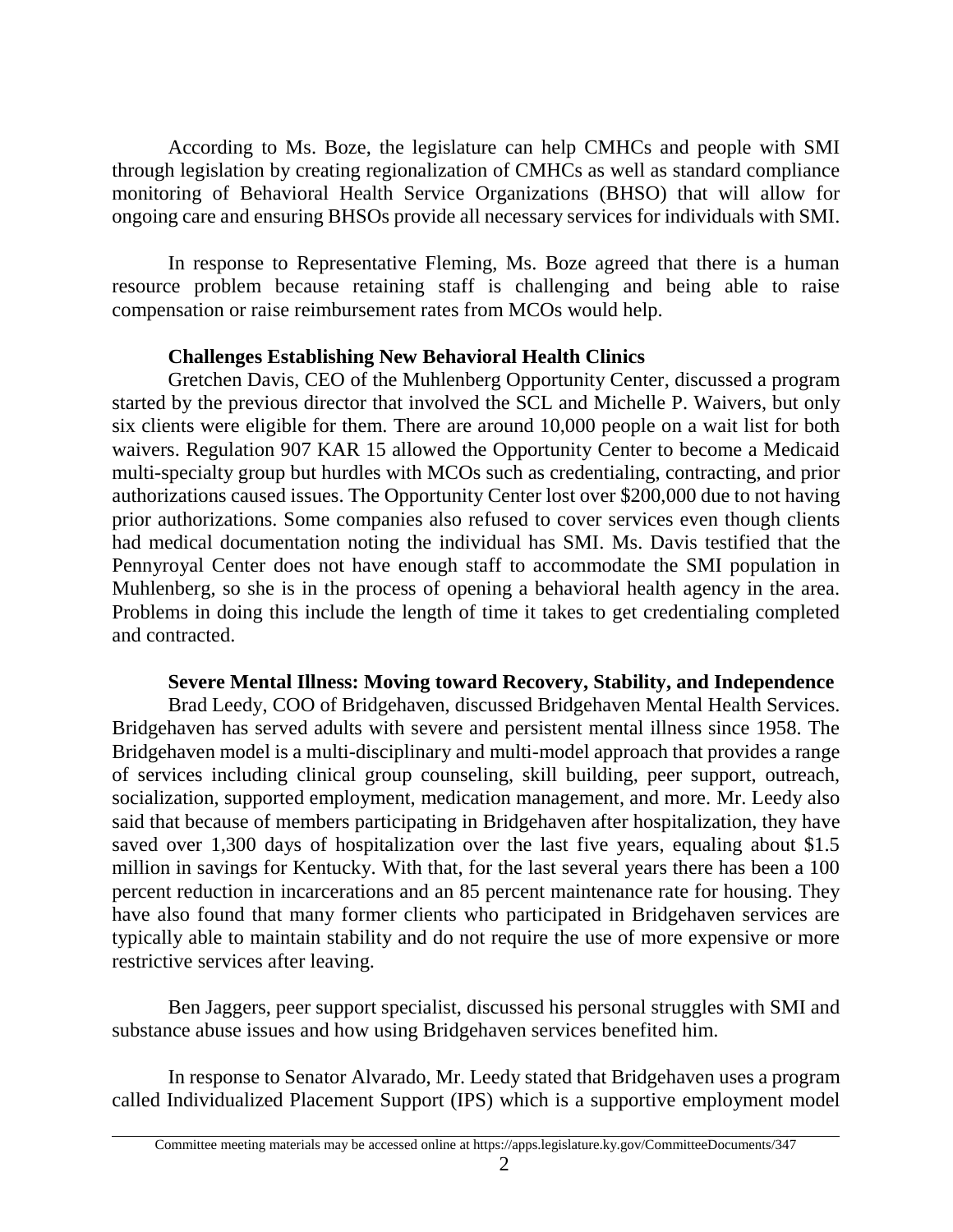According to Ms. Boze, the legislature can help CMHCs and people with SMI through legislation by creating regionalization of CMHCs as well as standard compliance monitoring of Behavioral Health Service Organizations (BHSO) that will allow for ongoing care and ensuring BHSOs provide all necessary services for individuals with SMI.

In response to Representative Fleming, Ms. Boze agreed that there is a human resource problem because retaining staff is challenging and being able to raise compensation or raise reimbursement rates from MCOs would help.

**Challenges Establishing New Behavioral Health Clinics**

Gretchen Davis, CEO of the Muhlenberg Opportunity Center, discussed a program started by the previous director that involved the SCL and Michelle P. Waivers, but only six clients were eligible for them. There are around 10,000 people on a wait list for both waivers. Regulation 907 KAR 15 allowed the Opportunity Center to become a Medicaid multi-specialty group but hurdles with MCOs such as credentialing, contracting, and prior authorizations caused issues. The Opportunity Center lost over $200,000 due to not having prior authorizations. Some companies also refused to cover services even though clients had medical documentation noting the individual has SMI. Ms. Davis testified that the Pennyroyal Center does not have enough staff to accommodate the SMI population in Muhlenberg, so she is in the process of opening a behavioral health agency in the area. Problems in doing this include the length of time it takes to get credentialing completed and contracted.

**Severe Mental Illness: Moving toward Recovery, Stability, and Independence**

Brad Leedy, COO of Bridgehaven, discussed Bridgehaven Mental Health Services. Bridgehaven has served adults with severe and persistent mental illness since 1958. The Bridgehaven model is a multi-disciplinary and multi-model approach that provides a range of services including clinical group counseling, skill building, peer support, outreach, socialization, supported employment, medication management, and more. Mr. Leedy also said that because of members participating in Bridgehaven after hospitalization, they have saved over 1,300 days of hospitalization over the last five years, equaling about $1.5 million in savings for Kentucky. With that, for the last several years there has been a 100 percent reduction in incarcerations and an 85 percent maintenance rate for housing. They have also found that many former clients who participated in Bridgehaven services are typically able to maintain stability and do not require the use of more expensive or more restrictive services after leaving.

Ben Jaggers, peer support specialist, discussed his personal struggles with SMI and substance abuse issues and how using Bridgehaven services benefited him.

In response to Senator Alvarado, Mr. Leedy stated that Bridgehaven uses a program called Individualized Placement Support (IPS) which is a supportive employment model

Committee meeting materials may be accessed online at https://apps.legislature.ky.gov/CommitteeDocuments/347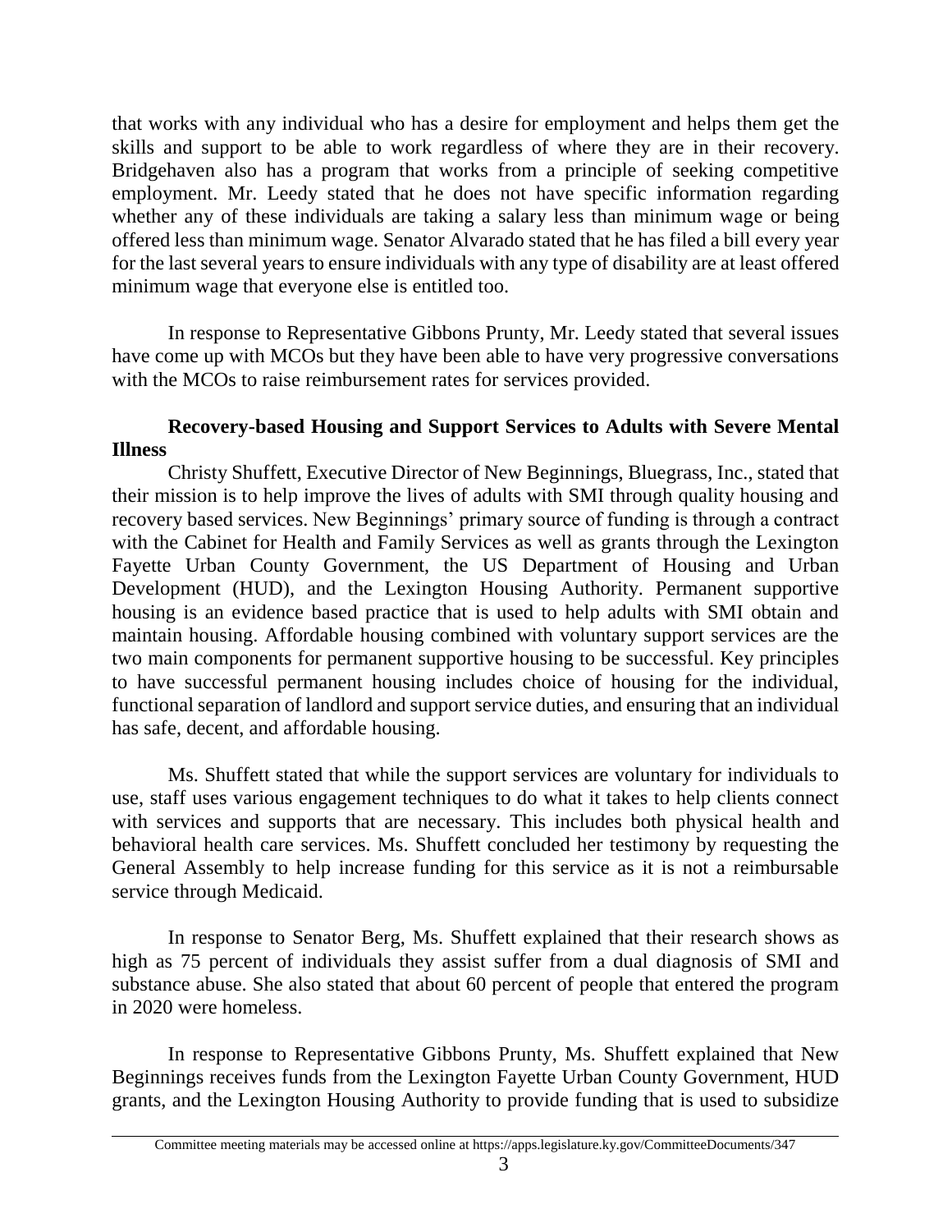that works with any individual who has a desire for employment and helps them get the skills and support to be able to work regardless of where they are in their recovery. Bridgehaven also has a program that works from a principle of seeking competitive employment. Mr. Leedy stated that he does not have specific information regarding whether any of these individuals are taking a salary less than minimum wage or being offered less than minimum wage. Senator Alvarado stated that he has filed a bill every year for the last several years to ensure individuals with any type of disability are at least offered minimum wage that everyone else is entitled too.

In response to Representative Gibbons Prunty, Mr. Leedy stated that several issues have come up with MCOs but they have been able to have very progressive conversations with the MCOs to raise reimbursement rates for services provided.

**Recovery-based Housing and Support Services to Adults with Severe Mental Illness**

Christy Shuffett, Executive Director of New Beginnings, Bluegrass, Inc., stated that their mission is to help improve the lives of adults with SMI through quality housing and recovery based services. New Beginnings' primary source of funding is through a contract with the Cabinet for Health and Family Services as well as grants through the Lexington Fayette Urban County Government, the US Department of Housing and Urban Development (HUD), and the Lexington Housing Authority. Permanent supportive housing is an evidence based practice that is used to help adults with SMI obtain and maintain housing. Affordable housing combined with voluntary support services are the two main components for permanent supportive housing to be successful. Key principles to have successful permanent housing includes choice of housing for the individual, functional separation of landlord and support service duties, and ensuring that an individual has safe, decent, and affordable housing.

Ms. Shuffett stated that while the support services are voluntary for individuals to use, staff uses various engagement techniques to do what it takes to help clients connect with services and supports that are necessary. This includes both physical health and behavioral health care services. Ms. Shuffett concluded her testimony by requesting the General Assembly to help increase funding for this service as it is not a reimbursable service through Medicaid.

In response to Senator Berg, Ms. Shuffett explained that their research shows as high as 75 percent of individuals they assist suffer from a dual diagnosis of SMI and substance abuse. She also stated that about 60 percent of people that entered the program in 2020 were homeless.

In response to Representative Gibbons Prunty, Ms. Shuffett explained that New Beginnings receives funds from the Lexington Fayette Urban County Government, HUD grants, and the Lexington Housing Authority to provide funding that is used to subsidize

Committee meeting materials may be accessed online at https://apps.legislature.ky.gov/CommitteeDocuments/347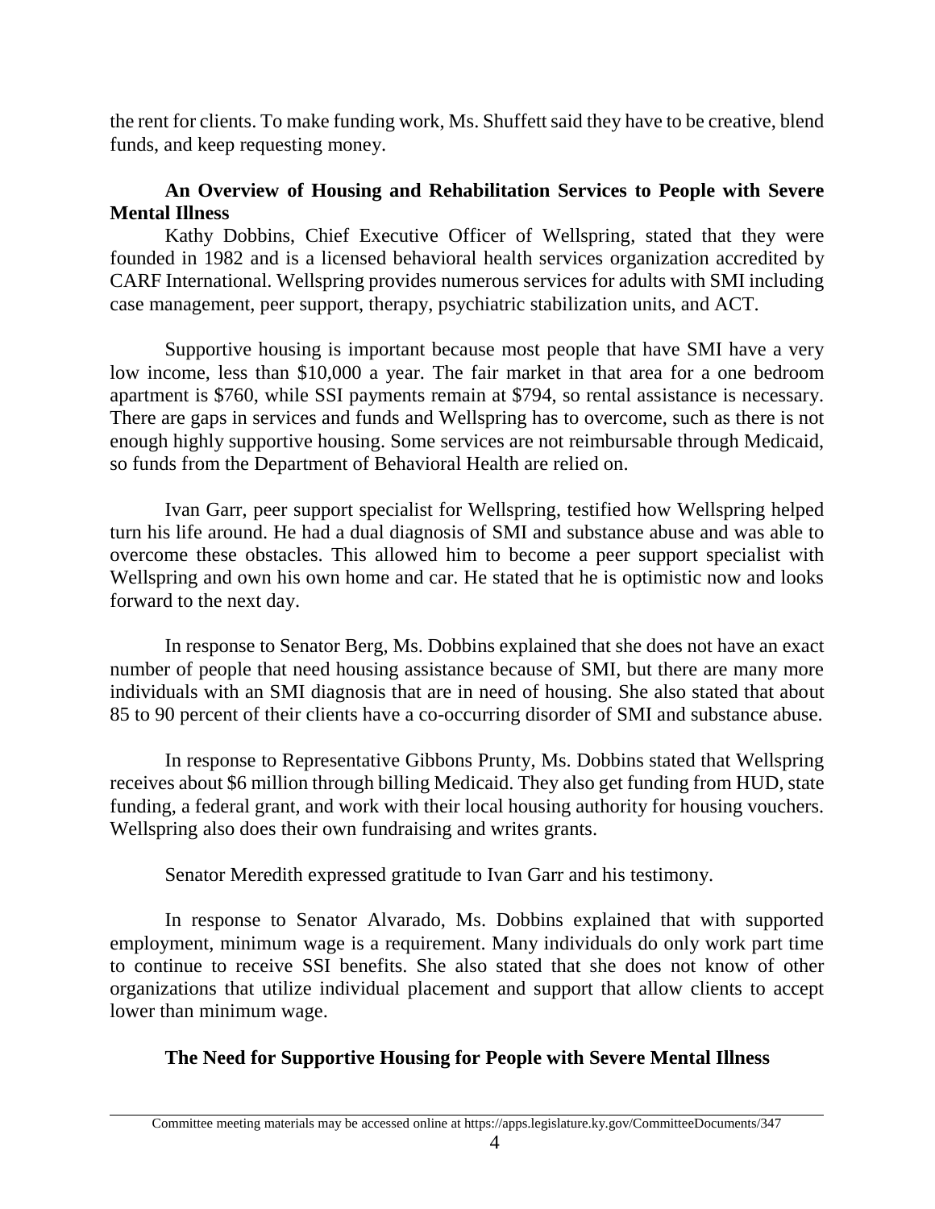the rent for clients. To make funding work, Ms. Shuffett said they have to be creative, blend funds, and keep requesting money.

**An Overview of Housing and Rehabilitation Services to People with Severe Mental Illness**

Kathy Dobbins, Chief Executive Officer of Wellspring, stated that they were founded in 1982 and is a licensed behavioral health services organization accredited by CARF International. Wellspring provides numerous services for adults with SMI including case management, peer support, therapy, psychiatric stabilization units, and ACT.

Supportive housing is important because most people that have SMI have a very low income, less than $10,000 a year. The fair market in that area for a one bedroom apartment is $760, while SSI payments remain at $794, so rental assistance is necessary. There are gaps in services and funds and Wellspring has to overcome, such as there is not enough highly supportive housing. Some services are not reimbursable through Medicaid, so funds from the Department of Behavioral Health are relied on.

Ivan Garr, peer support specialist for Wellspring, testified how Wellspring helped turn his life around. He had a dual diagnosis of SMI and substance abuse and was able to overcome these obstacles. This allowed him to become a peer support specialist with Wellspring and own his own home and car. He stated that he is optimistic now and looks forward to the next day.

In response to Senator Berg, Ms. Dobbins explained that she does not have an exact number of people that need housing assistance because of SMI, but there are many more individuals with an SMI diagnosis that are in need of housing. She also stated that about 85 to 90 percent of their clients have a co-occurring disorder of SMI and substance abuse.

In response to Representative Gibbons Prunty, Ms. Dobbins stated that Wellspring receives about $6 million through billing Medicaid. They also get funding from HUD, state funding, a federal grant, and work with their local housing authority for housing vouchers. Wellspring also does their own fundraising and writes grants.

Senator Meredith expressed gratitude to Ivan Garr and his testimony.

In response to Senator Alvarado, Ms. Dobbins explained that with supported employment, minimum wage is a requirement. Many individuals do only work part time to continue to receive SSI benefits. She also stated that she does not know of other organizations that utilize individual placement and support that allow clients to accept lower than minimum wage.

**The Need for Supportive Housing for People with Severe Mental Illness**

Committee meeting materials may be accessed online at https://apps.legislature.ky.gov/CommitteeDocuments/347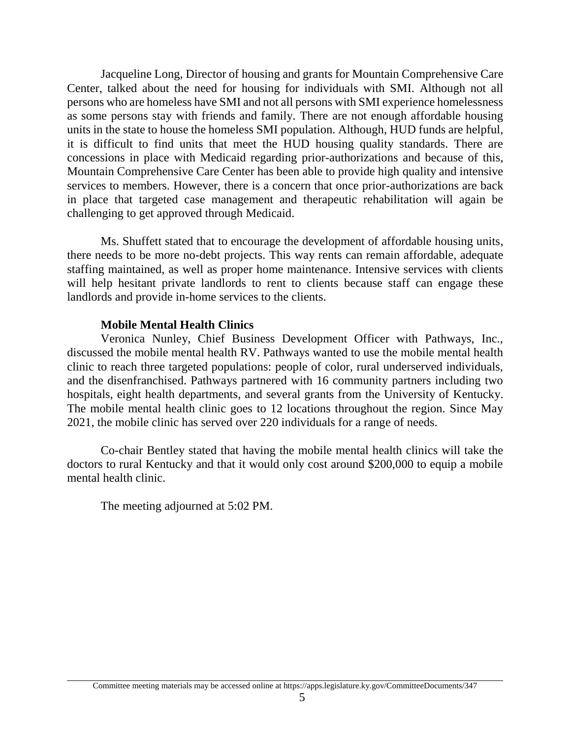Jacqueline Long, Director of housing and grants for Mountain Comprehensive Care Center, talked about the need for housing for individuals with SMI. Although not all persons who are homeless have SMI and not all persons with SMI experience homelessness as some persons stay with friends and family. There are not enough affordable housing units in the state to house the homeless SMI population. Although, HUD funds are helpful, it is difficult to find units that meet the HUD housing quality standards. There are concessions in place with Medicaid regarding prior-authorizations and because of this, Mountain Comprehensive Care Center has been able to provide high quality and intensive services to members. However, there is a concern that once prior-authorizations are back in place that targeted case management and therapeutic rehabilitation will again be challenging to get approved through Medicaid.

Ms. Shuffett stated that to encourage the development of affordable housing units, there needs to be more no-debt projects. This way rents can remain affordable, adequate staffing maintained, as well as proper home maintenance. Intensive services with clients will help hesitant private landlords to rent to clients because staff can engage these landlords and provide in-home services to the clients.

**Mobile Mental Health Clinics**

Veronica Nunley, Chief Business Development Officer with Pathways, Inc., discussed the mobile mental health RV. Pathways wanted to use the mobile mental health clinic to reach three targeted populations: people of color, rural underserved individuals, and the disenfranchised. Pathways partnered with 16 community partners including two hospitals, eight health departments, and several grants from the University of Kentucky. The mobile mental health clinic goes to 12 locations throughout the region. Since May 2021, the mobile clinic has served over 220 individuals for a range of needs.

Co-chair Bentley stated that having the mobile mental health clinics will take the doctors to rural Kentucky and that it would only cost around $200,000 to equip a mobile mental health clinic.

The meeting adjourned at 5:02 PM.

Committee meeting materials may be accessed online at https://apps.legislature.ky.gov/CommitteeDocuments/347